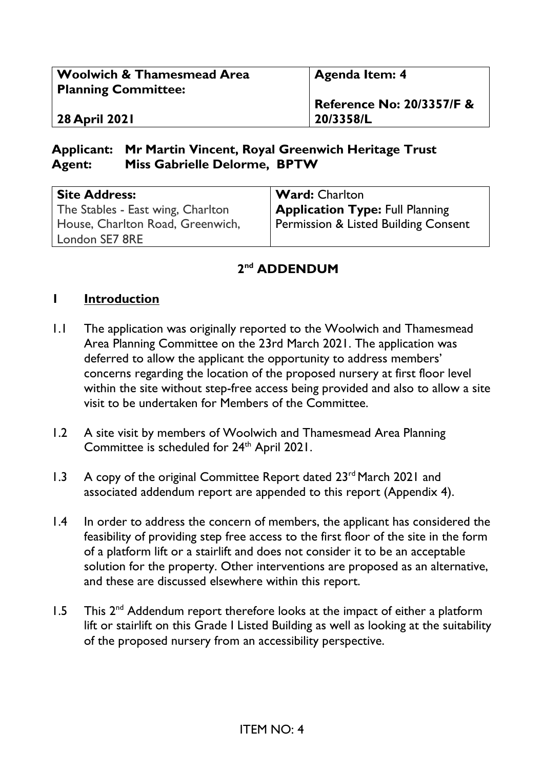| Woolwich & Thamesmead Area Planning Committee: | Agenda Item: 4 |
| --- | --- |
| 28 April 2021 | Reference No: 20/3357/F & 20/3358/L |

**Applicant:** **Mr Martin Vincent, Royal Greenwich Heritage Trust**
**Agent:** **Miss Gabrielle Delorme, BPTW**

| Site Address: | Ward: Charlton |
| --- | --- |
| The Stables - East wing, Charlton House, Charlton Road, Greenwich, London SE7 8RE | **Application Type:** Full Planning Permission & Listed Building Consent |

# 2nd ADDENDUM

## 1 Introduction

1.1 The application was originally reported to the Woolwich and Thamesmead Area Planning Committee on the 23rd March 2021. The application was deferred to allow the applicant the opportunity to address members' concerns regarding the location of the proposed nursery at first floor level within the site without step-free access being provided and also to allow a site visit to be undertaken for Members of the Committee.

1.2 A site visit by members of Woolwich and Thamesmead Area Planning Committee is scheduled for 24th April 2021.

1.3 A copy of the original Committee Report dated 23rd March 2021 and associated addendum report are appended to this report (Appendix 4).

1.4 In order to address the concern of members, the applicant has considered the feasibility of providing step free access to the first floor of the site in the form of a platform lift or a stairlift and does not consider it to be an acceptable solution for the property. Other interventions are proposed as an alternative, and these are discussed elsewhere within this report.

1.5 This 2nd Addendum report therefore looks at the impact of either a platform lift or stairlift on this Grade I Listed Building as well as looking at the suitability of the proposed nursery from an accessibility perspective.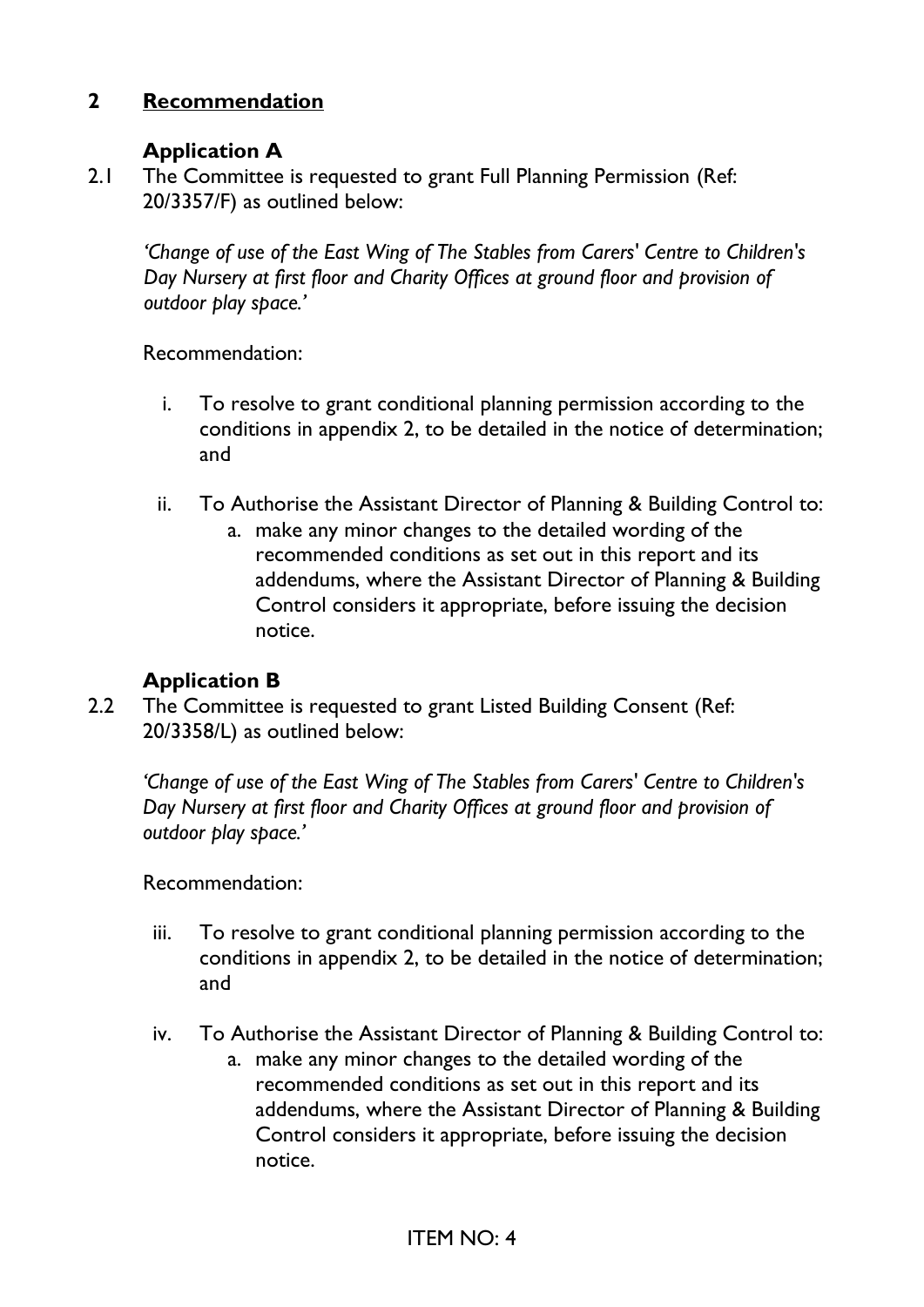## 2 Recommendation

### Application A

2.1 The Committee is requested to grant Full Planning Permission (Ref: 20/3357/F) as outlined below:

*'Change of use of the East Wing of The Stables from Carers' Centre to Children's Day Nursery at first floor and Charity Offices at ground floor and provision of outdoor play space.'*

Recommendation:

i. To resolve to grant conditional planning permission according to the conditions in appendix 2, to be detailed in the notice of determination; and

ii. To Authorise the Assistant Director of Planning & Building Control to:
   a. make any minor changes to the detailed wording of the recommended conditions as set out in this report and its addendums, where the Assistant Director of Planning & Building Control considers it appropriate, before issuing the decision notice.

### Application B

2.2 The Committee is requested to grant Listed Building Consent (Ref: 20/3358/L) as outlined below:

*'Change of use of the East Wing of The Stables from Carers' Centre to Children's Day Nursery at first floor and Charity Offices at ground floor and provision of outdoor play space.'*

Recommendation:

iii. To resolve to grant conditional planning permission according to the conditions in appendix 2, to be detailed in the notice of determination; and

iv. To Authorise the Assistant Director of Planning & Building Control to:
   a. make any minor changes to the detailed wording of the recommended conditions as set out in this report and its addendums, where the Assistant Director of Planning & Building Control considers it appropriate, before issuing the decision notice.

ITEM NO: 4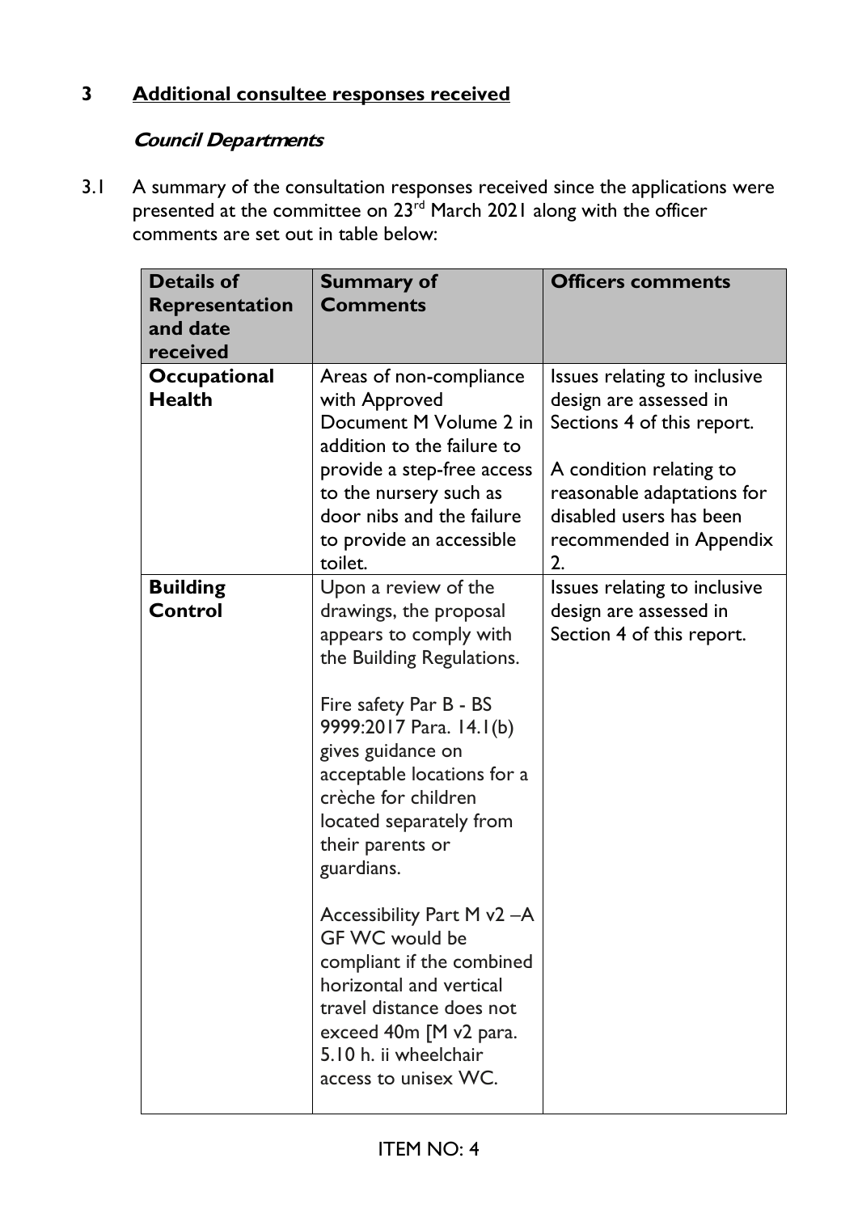## 3 Additional consultee responses received

### *Council Departments*

3.1 A summary of the consultation responses received since the applications were presented at the committee on 23rd March 2021 along with the officer comments are set out in table below:

| Details of Representation and date received | Summary of Comments | Officers comments |
|---|---|---|
| **Occupational Health** | Areas of non-compliance with Approved Document M Volume 2 in addition to the failure to provide a step-free access to the nursery such as door nibs and the failure to provide an accessible toilet. | Issues relating to inclusive design are assessed in Sections 4 of this report.<br><br>A condition relating to reasonable adaptations for disabled users has been recommended in Appendix 2. |
| **Building Control** | Upon a review of the drawings, the proposal appears to comply with the Building Regulations.<br><br>Fire safety Par B - BS 9999:2017 Para. 14.1(b) gives guidance on acceptable locations for a crèche for children located separately from their parents or guardians.<br><br>Accessibility Part M v2 –A GF WC would be compliant if the combined horizontal and vertical travel distance does not exceed 40m [M v2 para. 5.10 h. ii wheelchair access to unisex WC. | Issues relating to inclusive design are assessed in Section 4 of this report. |

ITEM NO: 4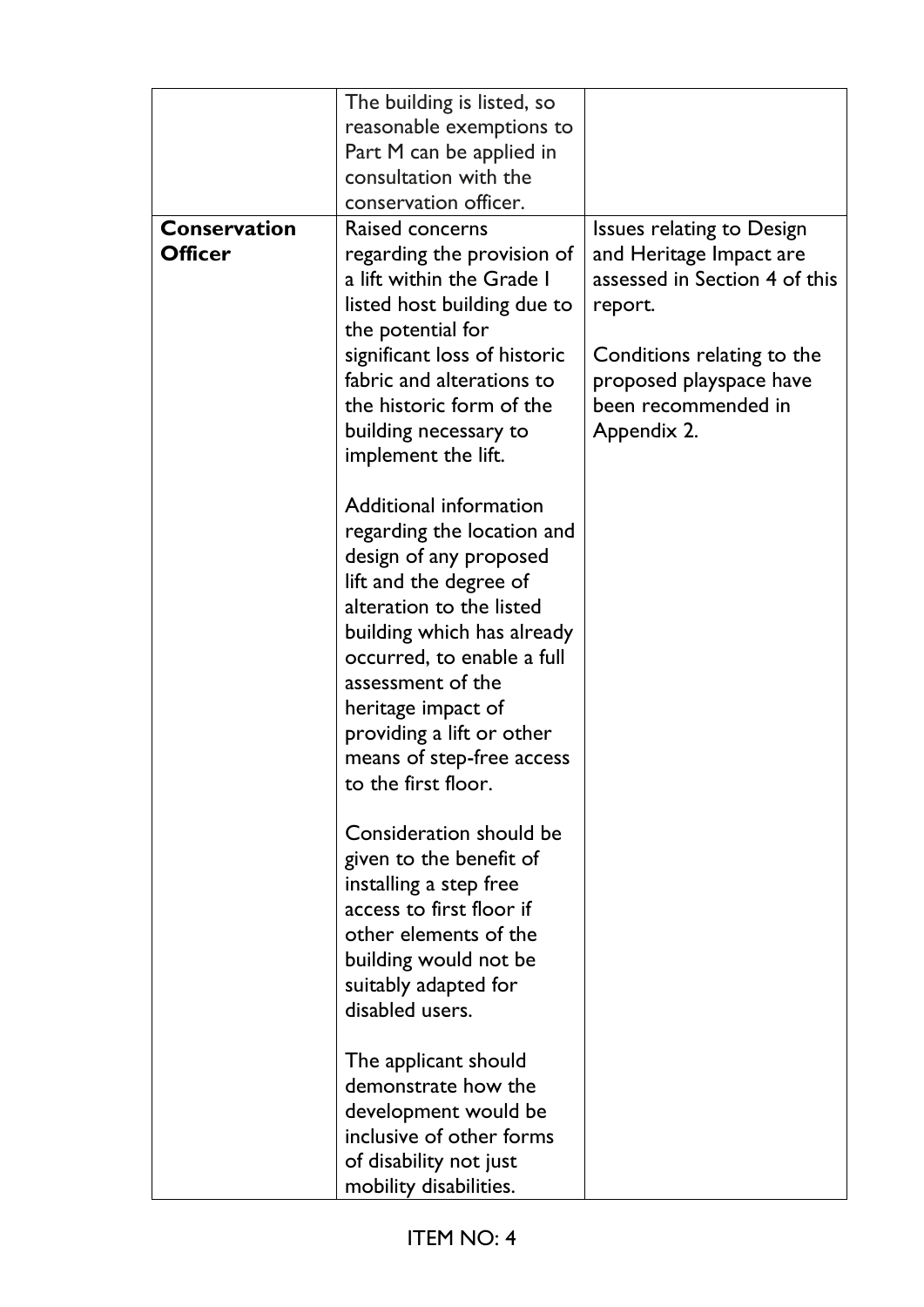| | | |
|---|---|---|
| | The building is listed, so reasonable exemptions to Part M can be applied in consultation with the conservation officer. | |
| **Conservation Officer** | Raised concerns regarding the provision of a lift within the Grade I listed host building due to the potential for significant loss of historic fabric and alterations to the historic form of the building necessary to implement the lift.<br><br>Additional information regarding the location and design of any proposed lift and the degree of alteration to the listed building which has already occurred, to enable a full assessment of the heritage impact of providing a lift or other means of step-free access to the first floor.<br><br>Consideration should be given to the benefit of installing a step free access to first floor if other elements of the building would not be suitably adapted for disabled users.<br><br>The applicant should demonstrate how the development would be inclusive of other forms of disability not just mobility disabilities. | Issues relating to Design and Heritage Impact are assessed in Section 4 of this report.<br><br>Conditions relating to the proposed playspace have been recommended in Appendix 2. |

ITEM NO: 4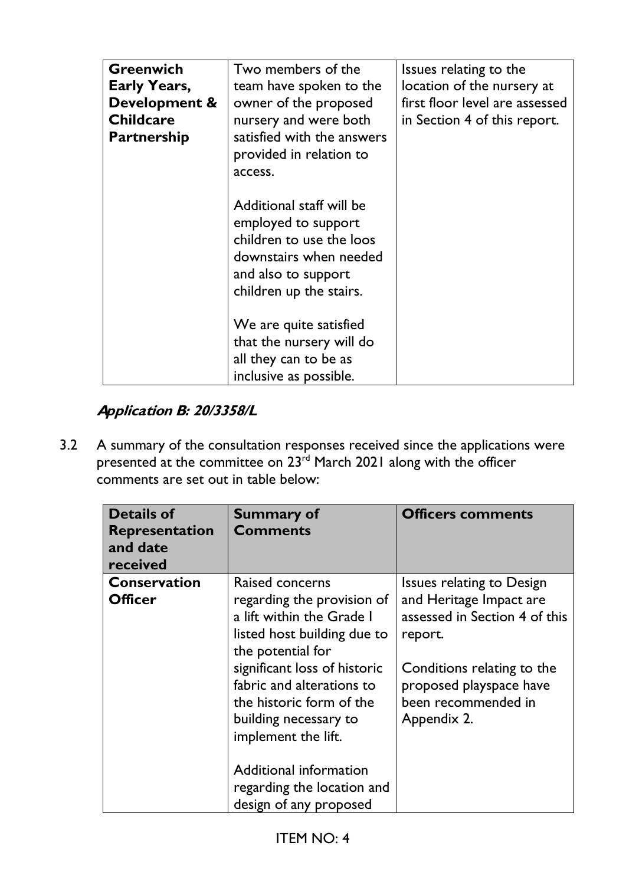| Greenwich Early Years, Development & Childcare Partnership | Two members of the team have spoken to the owner of the proposed nursery and were both satisfied with the answers provided in relation to access.<br><br>Additional staff will be employed to support children to use the loos downstairs when needed and also to support children up the stairs.<br><br>We are quite satisfied that the nursery will do all they can to be as inclusive as possible. | Issues relating to the location of the nursery at first floor level are assessed in Section 4 of this report. |
|---|---|---|

***Application B: 20/3358/L***

3.2 A summary of the consultation responses received since the applications were presented at the committee on 23rd March 2021 along with the officer comments are set out in table below:

| Details of Representation and date received | Summary of Comments | Officers comments |
|---|---|---|
| **Conservation Officer** | Raised concerns regarding the provision of a lift within the Grade I listed host building due to the potential for significant loss of historic fabric and alterations to the historic form of the building necessary to implement the lift.<br><br>Additional information regarding the location and design of any proposed | Issues relating to Design and Heritage Impact are assessed in Section 4 of this report.<br><br>Conditions relating to the proposed playspace have been recommended in Appendix 2. |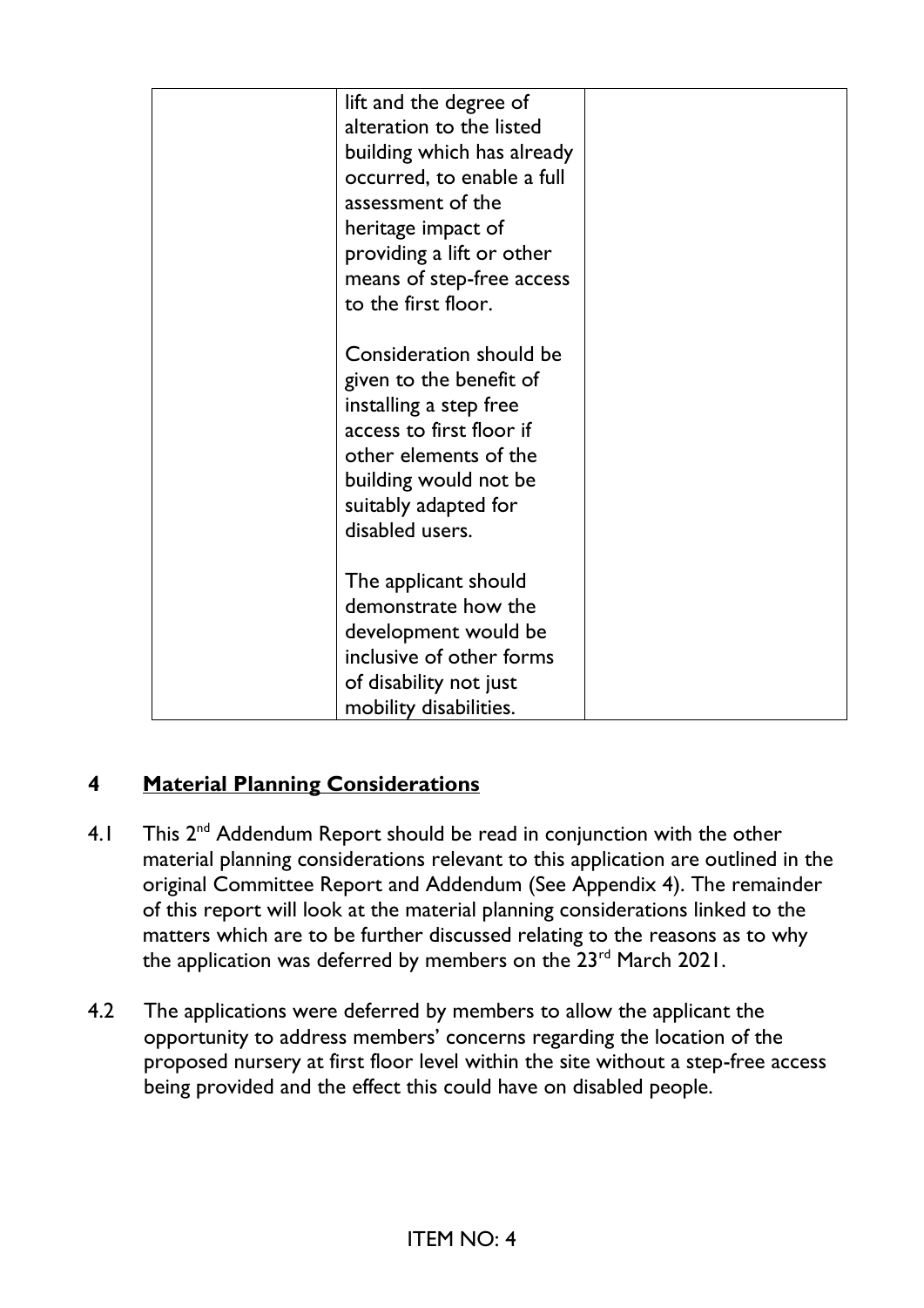| | | |
|---|---|---|
| | lift and the degree of alteration to the listed building which has already occurred, to enable a full assessment of the heritage impact of providing a lift or other means of step-free access to the first floor.<br><br>Consideration should be given to the benefit of installing a step free access to first floor if other elements of the building would not be suitably adapted for disabled users.<br><br>The applicant should demonstrate how the development would be inclusive of other forms of disability not just mobility disabilities. | |

## 4 Material Planning Considerations

4.1 This 2nd Addendum Report should be read in conjunction with the other material planning considerations relevant to this application are outlined in the original Committee Report and Addendum (See Appendix 4). The remainder of this report will look at the material planning considerations linked to the matters which are to be further discussed relating to the reasons as to why the application was deferred by members on the 23rd March 2021.

4.2 The applications were deferred by members to allow the applicant the opportunity to address members' concerns regarding the location of the proposed nursery at first floor level within the site without a step-free access being provided and the effect this could have on disabled people.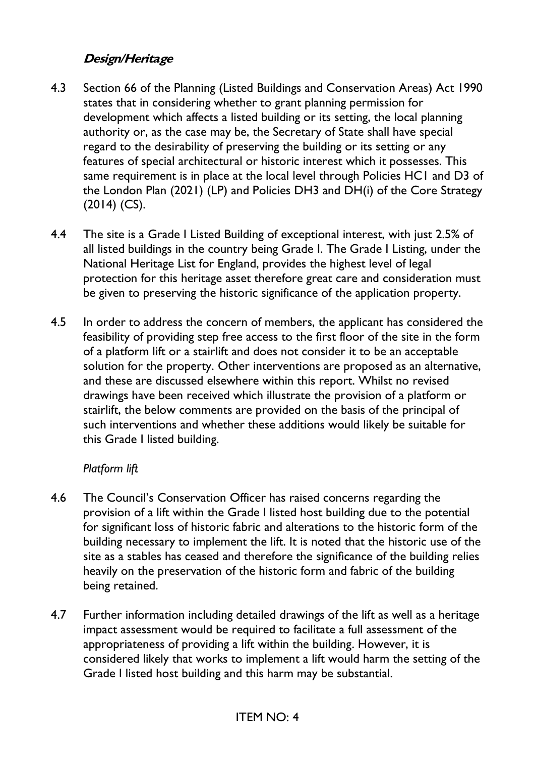### ***Design/Heritage***

4.3 Section 66 of the Planning (Listed Buildings and Conservation Areas) Act 1990 states that in considering whether to grant planning permission for development which affects a listed building or its setting, the local planning authority or, as the case may be, the Secretary of State shall have special regard to the desirability of preserving the building or its setting or any features of special architectural or historic interest which it possesses. This same requirement is in place at the local level through Policies HC1 and D3 of the London Plan (2021) (LP) and Policies DH3 and DH(i) of the Core Strategy (2014) (CS).

4.4 The site is a Grade I Listed Building of exceptional interest, with just 2.5% of all listed buildings in the country being Grade I. The Grade I Listing, under the National Heritage List for England, provides the highest level of legal protection for this heritage asset therefore great care and consideration must be given to preserving the historic significance of the application property.

4.5 In order to address the concern of members, the applicant has considered the feasibility of providing step free access to the first floor of the site in the form of a platform lift or a stairlift and does not consider it to be an acceptable solution for the property. Other interventions are proposed as an alternative, and these are discussed elsewhere within this report. Whilst no revised drawings have been received which illustrate the provision of a platform or stairlift, the below comments are provided on the basis of the principal of such interventions and whether these additions would likely be suitable for this Grade I listed building.

*Platform lift*

4.6 The Council's Conservation Officer has raised concerns regarding the provision of a lift within the Grade I listed host building due to the potential for significant loss of historic fabric and alterations to the historic form of the building necessary to implement the lift. It is noted that the historic use of the site as a stables has ceased and therefore the significance of the building relies heavily on the preservation of the historic form and fabric of the building being retained.

4.7 Further information including detailed drawings of the lift as well as a heritage impact assessment would be required to facilitate a full assessment of the appropriateness of providing a lift within the building. However, it is considered likely that works to implement a lift would harm the setting of the Grade I listed host building and this harm may be substantial.

ITEM NO: 4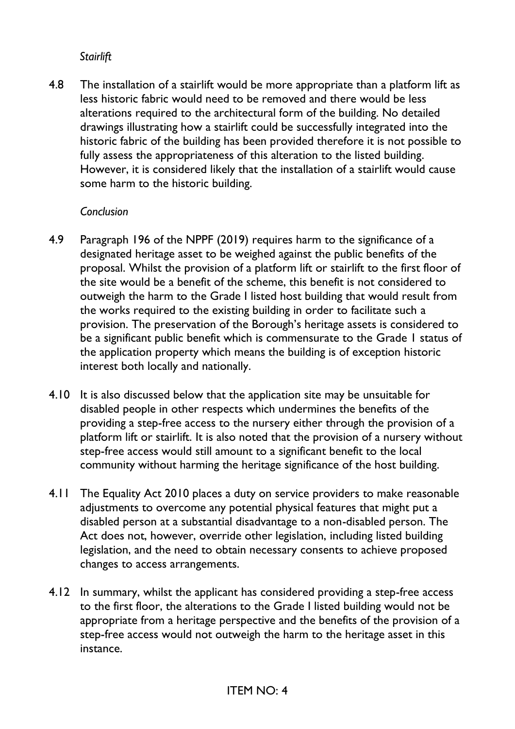*Stairlift*

4.8 The installation of a stairlift would be more appropriate than a platform lift as less historic fabric would need to be removed and there would be less alterations required to the architectural form of the building. No detailed drawings illustrating how a stairlift could be successfully integrated into the historic fabric of the building has been provided therefore it is not possible to fully assess the appropriateness of this alteration to the listed building. However, it is considered likely that the installation of a stairlift would cause some harm to the historic building.

*Conclusion*

4.9 Paragraph 196 of the NPPF (2019) requires harm to the significance of a designated heritage asset to be weighed against the public benefits of the proposal. Whilst the provision of a platform lift or stairlift to the first floor of the site would be a benefit of the scheme, this benefit is not considered to outweigh the harm to the Grade I listed host building that would result from the works required to the existing building in order to facilitate such a provision. The preservation of the Borough's heritage assets is considered to be a significant public benefit which is commensurate to the Grade 1 status of the application property which means the building is of exception historic interest both locally and nationally.

4.10 It is also discussed below that the application site may be unsuitable for disabled people in other respects which undermines the benefits of the providing a step-free access to the nursery either through the provision of a platform lift or stairlift. It is also noted that the provision of a nursery without step-free access would still amount to a significant benefit to the local community without harming the heritage significance of the host building.

4.11 The Equality Act 2010 places a duty on service providers to make reasonable adjustments to overcome any potential physical features that might put a disabled person at a substantial disadvantage to a non-disabled person. The Act does not, however, override other legislation, including listed building legislation, and the need to obtain necessary consents to achieve proposed changes to access arrangements.

4.12 In summary, whilst the applicant has considered providing a step-free access to the first floor, the alterations to the Grade I listed building would not be appropriate from a heritage perspective and the benefits of the provision of a step-free access would not outweigh the harm to the heritage asset in this instance.

ITEM NO: 4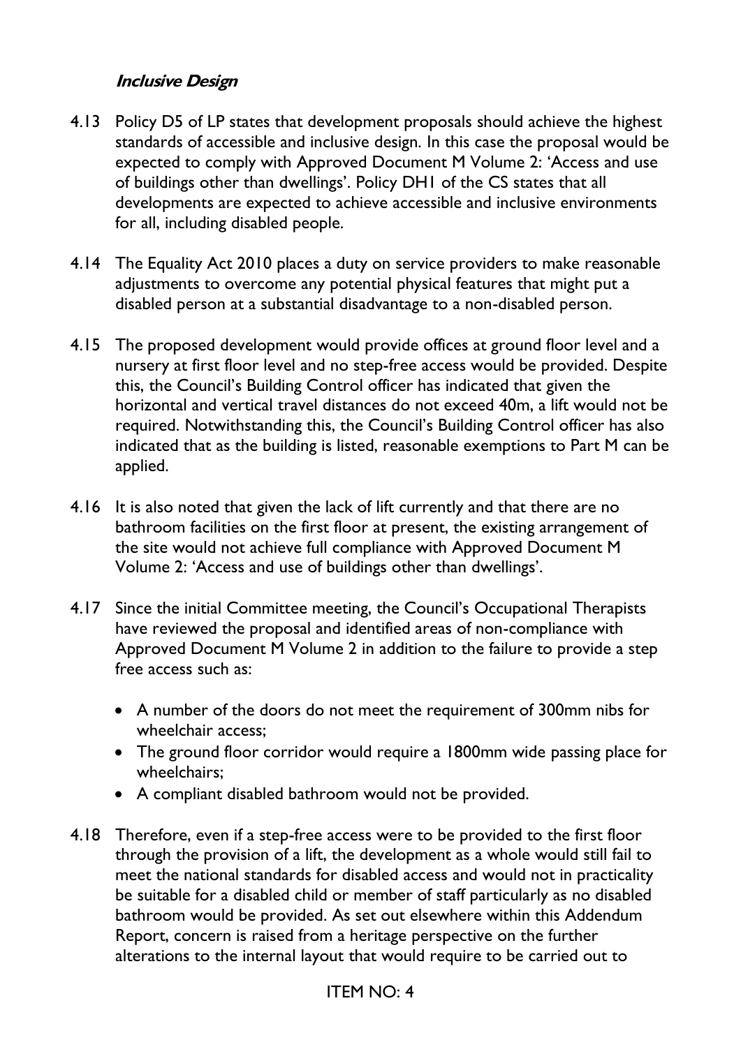### *Inclusive Design*

4.13 Policy D5 of LP states that development proposals should achieve the highest standards of accessible and inclusive design. In this case the proposal would be expected to comply with Approved Document M Volume 2: 'Access and use of buildings other than dwellings'. Policy DH1 of the CS states that all developments are expected to achieve accessible and inclusive environments for all, including disabled people.

4.14 The Equality Act 2010 places a duty on service providers to make reasonable adjustments to overcome any potential physical features that might put a disabled person at a substantial disadvantage to a non-disabled person.

4.15 The proposed development would provide offices at ground floor level and a nursery at first floor level and no step-free access would be provided. Despite this, the Council's Building Control officer has indicated that given the horizontal and vertical travel distances do not exceed 40m, a lift would not be required. Notwithstanding this, the Council's Building Control officer has also indicated that as the building is listed, reasonable exemptions to Part M can be applied.

4.16 It is also noted that given the lack of lift currently and that there are no bathroom facilities on the first floor at present, the existing arrangement of the site would not achieve full compliance with Approved Document M Volume 2: 'Access and use of buildings other than dwellings'.

4.17 Since the initial Committee meeting, the Council's Occupational Therapists have reviewed the proposal and identified areas of non-compliance with Approved Document M Volume 2 in addition to the failure to provide a step free access such as:

- A number of the doors do not meet the requirement of 300mm nibs for wheelchair access;
- The ground floor corridor would require a 1800mm wide passing place for wheelchairs;
- A compliant disabled bathroom would not be provided.

4.18 Therefore, even if a step-free access were to be provided to the first floor through the provision of a lift, the development as a whole would still fail to meet the national standards for disabled access and would not in practicality be suitable for a disabled child or member of staff particularly as no disabled bathroom would be provided. As set out elsewhere within this Addendum Report, concern is raised from a heritage perspective on the further alterations to the internal layout that would require to be carried out to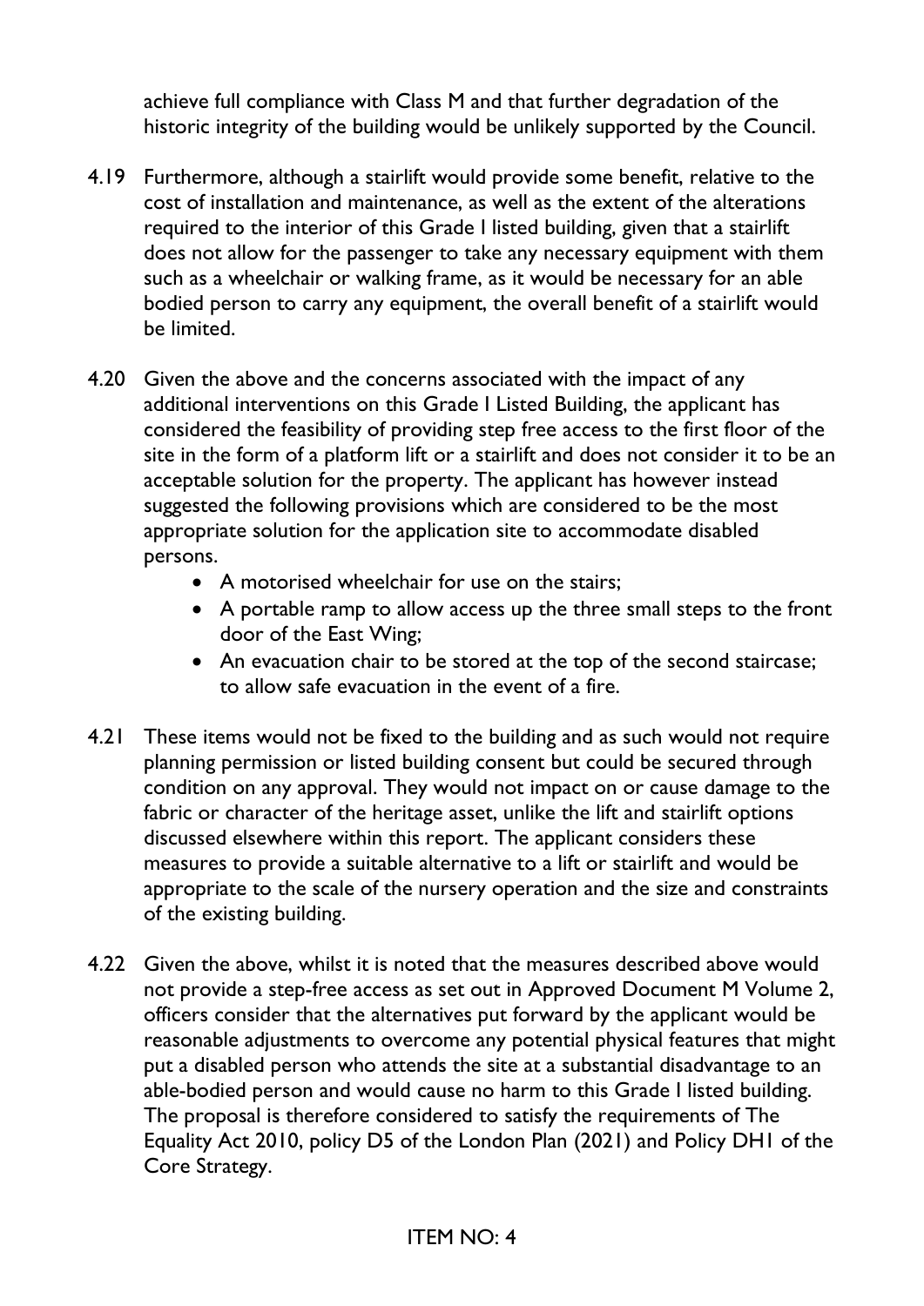achieve full compliance with Class M and that further degradation of the historic integrity of the building would be unlikely supported by the Council.

4.19 Furthermore, although a stairlift would provide some benefit, relative to the cost of installation and maintenance, as well as the extent of the alterations required to the interior of this Grade I listed building, given that a stairlift does not allow for the passenger to take any necessary equipment with them such as a wheelchair or walking frame, as it would be necessary for an able bodied person to carry any equipment, the overall benefit of a stairlift would be limited.

4.20 Given the above and the concerns associated with the impact of any additional interventions on this Grade I Listed Building, the applicant has considered the feasibility of providing step free access to the first floor of the site in the form of a platform lift or a stairlift and does not consider it to be an acceptable solution for the property. The applicant has however instead suggested the following provisions which are considered to be the most appropriate solution for the application site to accommodate disabled persons.

- A motorised wheelchair for use on the stairs;
- A portable ramp to allow access up the three small steps to the front door of the East Wing;
- An evacuation chair to be stored at the top of the second staircase; to allow safe evacuation in the event of a fire.

4.21 These items would not be fixed to the building and as such would not require planning permission or listed building consent but could be secured through condition on any approval. They would not impact on or cause damage to the fabric or character of the heritage asset, unlike the lift and stairlift options discussed elsewhere within this report. The applicant considers these measures to provide a suitable alternative to a lift or stairlift and would be appropriate to the scale of the nursery operation and the size and constraints of the existing building.

4.22 Given the above, whilst it is noted that the measures described above would not provide a step-free access as set out in Approved Document M Volume 2, officers consider that the alternatives put forward by the applicant would be reasonable adjustments to overcome any potential physical features that might put a disabled person who attends the site at a substantial disadvantage to an able-bodied person and would cause no harm to this Grade I listed building. The proposal is therefore considered to satisfy the requirements of The Equality Act 2010, policy D5 of the London Plan (2021) and Policy DH1 of the Core Strategy.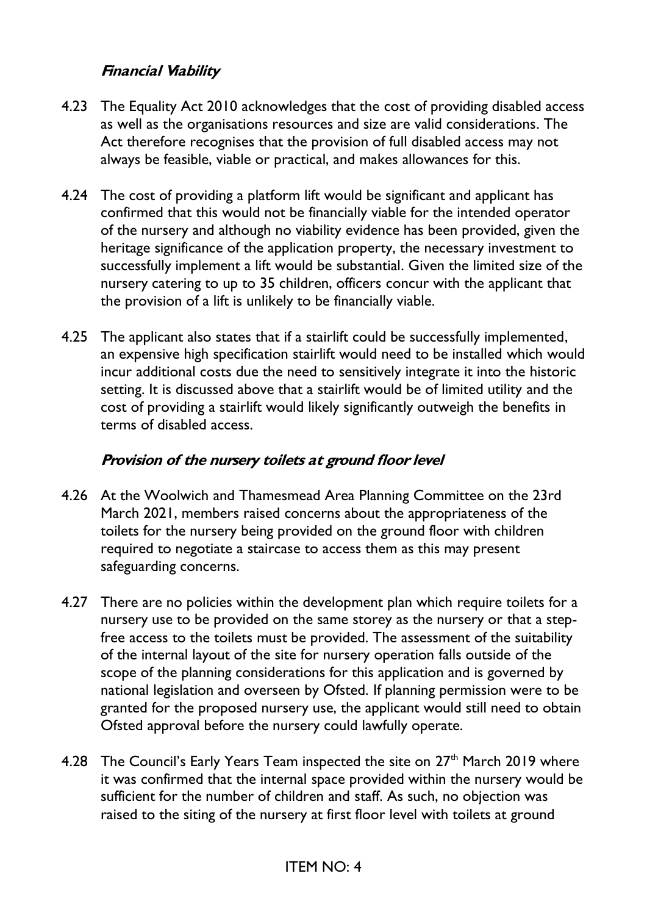### *Financial Viability*

4.23 The Equality Act 2010 acknowledges that the cost of providing disabled access as well as the organisations resources and size are valid considerations. The Act therefore recognises that the provision of full disabled access may not always be feasible, viable or practical, and makes allowances for this.

4.24 The cost of providing a platform lift would be significant and applicant has confirmed that this would not be financially viable for the intended operator of the nursery and although no viability evidence has been provided, given the heritage significance of the application property, the necessary investment to successfully implement a lift would be substantial. Given the limited size of the nursery catering to up to 35 children, officers concur with the applicant that the provision of a lift is unlikely to be financially viable.

4.25 The applicant also states that if a stairlift could be successfully implemented, an expensive high specification stairlift would need to be installed which would incur additional costs due the need to sensitively integrate it into the historic setting. It is discussed above that a stairlift would be of limited utility and the cost of providing a stairlift would likely significantly outweigh the benefits in terms of disabled access.

### *Provision of the nursery toilets at ground floor level*

4.26 At the Woolwich and Thamesmead Area Planning Committee on the 23rd March 2021, members raised concerns about the appropriateness of the toilets for the nursery being provided on the ground floor with children required to negotiate a staircase to access them as this may present safeguarding concerns.

4.27 There are no policies within the development plan which require toilets for a nursery use to be provided on the same storey as the nursery or that a step-free access to the toilets must be provided. The assessment of the suitability of the internal layout of the site for nursery operation falls outside of the scope of the planning considerations for this application and is governed by national legislation and overseen by Ofsted. If planning permission were to be granted for the proposed nursery use, the applicant would still need to obtain Ofsted approval before the nursery could lawfully operate.

4.28 The Council's Early Years Team inspected the site on 27th March 2019 where it was confirmed that the internal space provided within the nursery would be sufficient for the number of children and staff. As such, no objection was raised to the siting of the nursery at first floor level with toilets at ground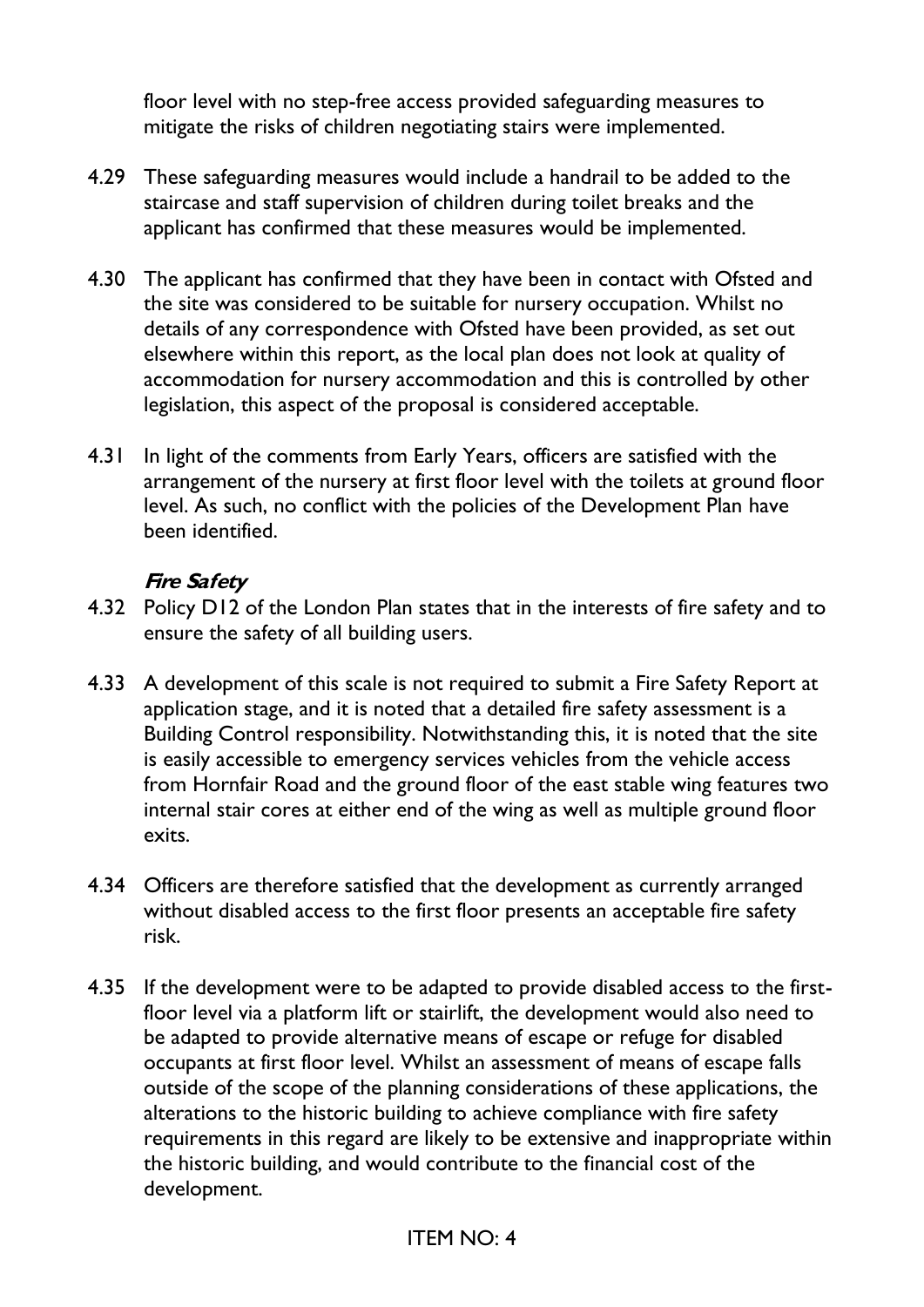floor level with no step-free access provided safeguarding measures to mitigate the risks of children negotiating stairs were implemented.

4.29 These safeguarding measures would include a handrail to be added to the staircase and staff supervision of children during toilet breaks and the applicant has confirmed that these measures would be implemented.

4.30 The applicant has confirmed that they have been in contact with Ofsted and the site was considered to be suitable for nursery occupation. Whilst no details of any correspondence with Ofsted have been provided, as set out elsewhere within this report, as the local plan does not look at quality of accommodation for nursery accommodation and this is controlled by other legislation, this aspect of the proposal is considered acceptable.

4.31 In light of the comments from Early Years, officers are satisfied with the arrangement of the nursery at first floor level with the toilets at ground floor level. As such, no conflict with the policies of the Development Plan have been identified.

***Fire Safety***

4.32 Policy D12 of the London Plan states that in the interests of fire safety and to ensure the safety of all building users.

4.33 A development of this scale is not required to submit a Fire Safety Report at application stage, and it is noted that a detailed fire safety assessment is a Building Control responsibility. Notwithstanding this, it is noted that the site is easily accessible to emergency services vehicles from the vehicle access from Hornfair Road and the ground floor of the east stable wing features two internal stair cores at either end of the wing as well as multiple ground floor exits.

4.34 Officers are therefore satisfied that the development as currently arranged without disabled access to the first floor presents an acceptable fire safety risk.

4.35 If the development were to be adapted to provide disabled access to the first-floor level via a platform lift or stairlift, the development would also need to be adapted to provide alternative means of escape or refuge for disabled occupants at first floor level. Whilst an assessment of means of escape falls outside of the scope of the planning considerations of these applications, the alterations to the historic building to achieve compliance with fire safety requirements in this regard are likely to be extensive and inappropriate within the historic building, and would contribute to the financial cost of the development.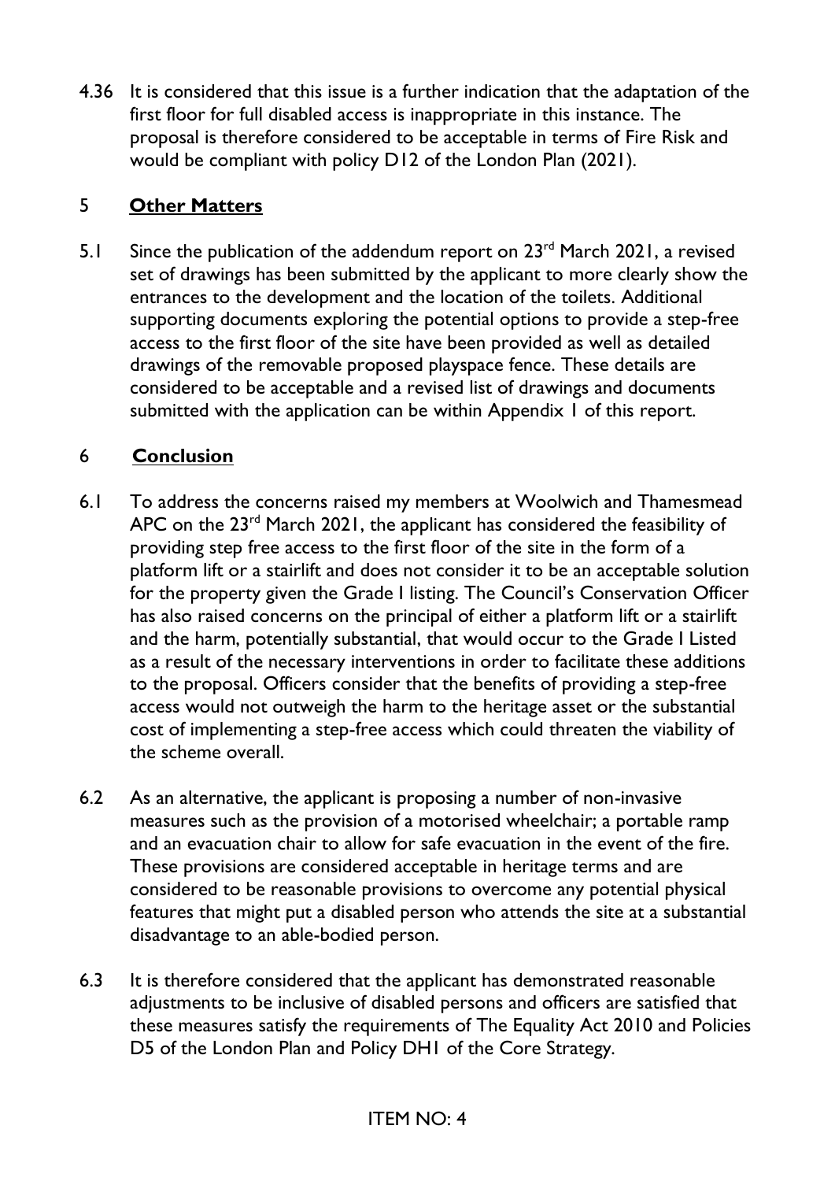4.36 It is considered that this issue is a further indication that the adaptation of the first floor for full disabled access is inappropriate in this instance. The proposal is therefore considered to be acceptable in terms of Fire Risk and would be compliant with policy D12 of the London Plan (2021).

## 5 **Other Matters**

5.1 Since the publication of the addendum report on 23rd March 2021, a revised set of drawings has been submitted by the applicant to more clearly show the entrances to the development and the location of the toilets. Additional supporting documents exploring the potential options to provide a step-free access to the first floor of the site have been provided as well as detailed drawings of the removable proposed playspace fence. These details are considered to be acceptable and a revised list of drawings and documents submitted with the application can be within Appendix 1 of this report.

## 6 **Conclusion**

6.1 To address the concerns raised my members at Woolwich and Thamesmead APC on the 23rd March 2021, the applicant has considered the feasibility of providing step free access to the first floor of the site in the form of a platform lift or a stairlift and does not consider it to be an acceptable solution for the property given the Grade I listing. The Council's Conservation Officer has also raised concerns on the principal of either a platform lift or a stairlift and the harm, potentially substantial, that would occur to the Grade I Listed as a result of the necessary interventions in order to facilitate these additions to the proposal. Officers consider that the benefits of providing a step-free access would not outweigh the harm to the heritage asset or the substantial cost of implementing a step-free access which could threaten the viability of the scheme overall.

6.2 As an alternative, the applicant is proposing a number of non-invasive measures such as the provision of a motorised wheelchair; a portable ramp and an evacuation chair to allow for safe evacuation in the event of the fire. These provisions are considered acceptable in heritage terms and are considered to be reasonable provisions to overcome any potential physical features that might put a disabled person who attends the site at a substantial disadvantage to an able-bodied person.

6.3 It is therefore considered that the applicant has demonstrated reasonable adjustments to be inclusive of disabled persons and officers are satisfied that these measures satisfy the requirements of The Equality Act 2010 and Policies D5 of the London Plan and Policy DH1 of the Core Strategy.

ITEM NO: 4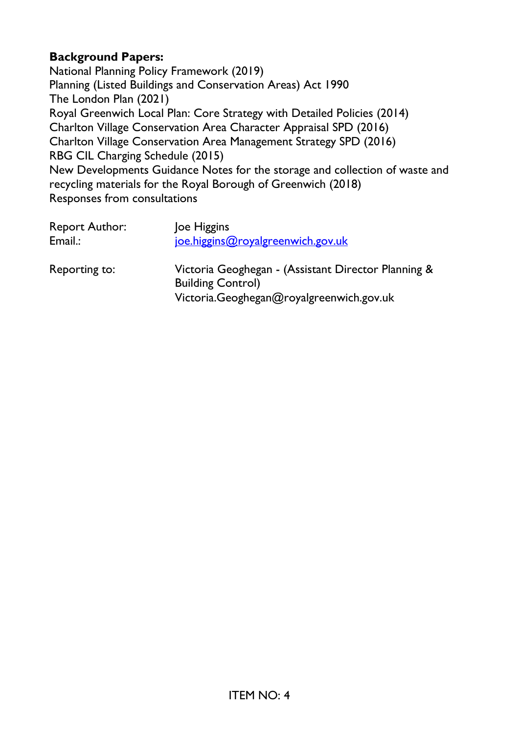**Background Papers:**
National Planning Policy Framework (2019)
Planning (Listed Buildings and Conservation Areas) Act 1990
The London Plan (2021)
Royal Greenwich Local Plan: Core Strategy with Detailed Policies (2014)
Charlton Village Conservation Area Character Appraisal SPD (2016)
Charlton Village Conservation Area Management Strategy SPD (2016)
RBG CIL Charging Schedule (2015)
New Developments Guidance Notes for the storage and collection of waste and recycling materials for the Royal Borough of Greenwich (2018)
Responses from consultations

| | |
|---|---|
| Report Author: | Joe Higgins |
| Email.: | joe.higgins@royalgreenwich.gov.uk |
| Reporting to: | Victoria Geoghegan - (Assistant Director Planning & Building Control) Victoria.Geoghegan@royalgreenwich.gov.uk |

ITEM NO: 4